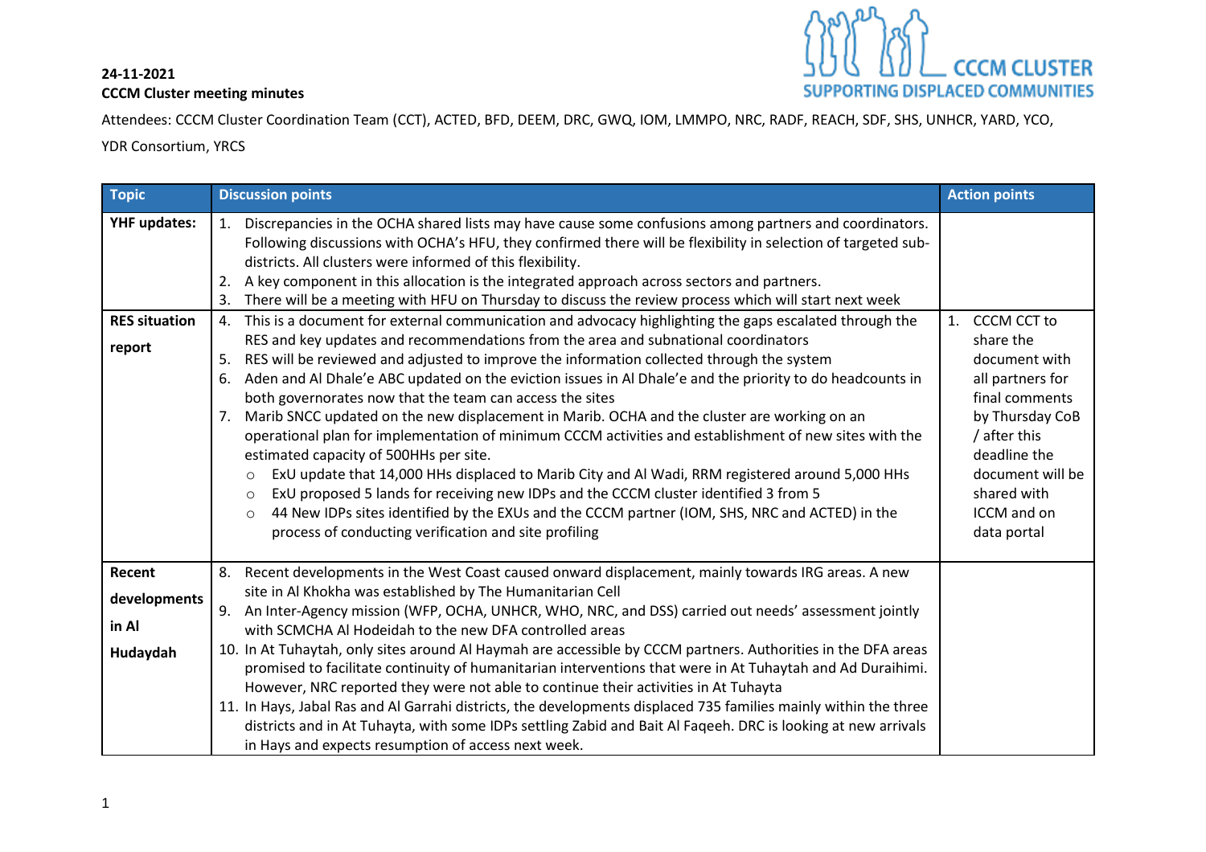**24-11-2021**
**CCCM Cluster meeting minutes**

CCCM CLUSTER
SUPPORTING DISPLACED COMMUNITIES

Attendees: CCCM Cluster Coordination Team (CCT), ACTED, BFD, DEEM, DRC, GWQ, IOM, LMMPO, NRC, RADF, REACH, SDF, SHS, UNHCR, YARD, YCO, YDR Consortium, YRCS

| Topic | Discussion points | Action points |
|---|---|---|
| **YHF updates:** | 1. Discrepancies in the OCHA shared lists may have cause some confusions among partners and coordinators. Following discussions with OCHA's HFU, they confirmed there will be flexibility in selection of targeted sub-districts. All clusters were informed of this flexibility.<br>2. A key component in this allocation is the integrated approach across sectors and partners.<br>3. There will be a meeting with HFU on Thursday to discuss the review process which will start next week | |
| **RES situation report** | 4. This is a document for external communication and advocacy highlighting the gaps escalated through the RES and key updates and recommendations from the area and subnational coordinators<br>5. RES will be reviewed and adjusted to improve the information collected through the system<br>6. Aden and Al Dhale'e ABC updated on the eviction issues in Al Dhale'e and the priority to do headcounts in both governorates now that the team can access the sites<br>7. Marib SNCC updated on the new displacement in Marib. OCHA and the cluster are working on an operational plan for implementation of minimum CCCM activities and establishment of new sites with the estimated capacity of 500HHs per site.<br>- ExU update that 14,000 HHs displaced to Marib City and Al Wadi, RRM registered around 5,000 HHs<br>- ExU proposed 5 lands for receiving new IDPs and the CCCM cluster identified 3 from 5<br>- 44 New IDPs sites identified by the EXUs and the CCCM partner (IOM, SHS, NRC and ACTED) in the process of conducting verification and site profiling | 1. CCCM CCT to share the document with all partners for final comments by Thursday CoB / after this deadline the document will be shared with ICCM and on data portal |
| **Recent developments in Al Hudaydah** | 8. Recent developments in the West Coast caused onward displacement, mainly towards IRG areas. A new site in Al Khokha was established by The Humanitarian Cell<br>9. An Inter-Agency mission (WFP, OCHA, UNHCR, WHO, NRC, and DSS) carried out needs' assessment jointly with SCMCHA Al Hodeidah to the new DFA controlled areas<br>10. In At Tuhaytah, only sites around Al Haymah are accessible by CCCM partners. Authorities in the DFA areas promised to facilitate continuity of humanitarian interventions that were in At Tuhaytah and Ad Duraihimi. However, NRC reported they were not able to continue their activities in At Tuhayta<br>11. In Hays, Jabal Ras and Al Garrahi districts, the developments displaced 735 families mainly within the three districts and in At Tuhayta, with some IDPs settling Zabid and Bait Al Faqeeh. DRC is looking at new arrivals in Hays and expects resumption of access next week. | |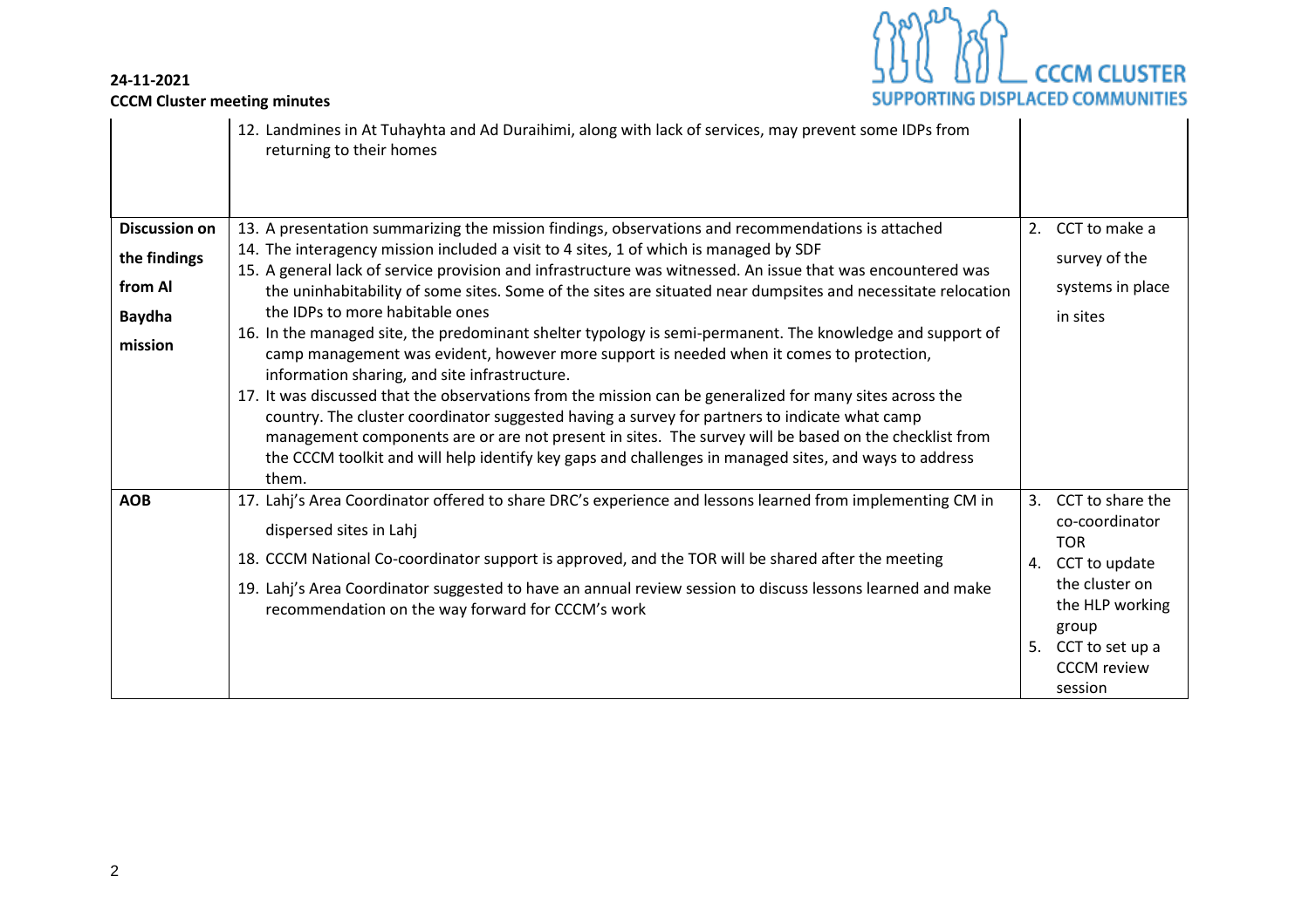| | | |
|---|---|---|
| | 12. Landmines in At Tuhayhta and Ad Duraihimi, along with lack of services, may prevent some IDPs from returning to their homes | |
| **Discussion on the findings from Al Baydha mission** | 13. A presentation summarizing the mission findings, observations and recommendations is attached<br>14. The interagency mission included a visit to 4 sites, 1 of which is managed by SDF<br>15. A general lack of service provision and infrastructure was witnessed. An issue that was encountered was the uninhabitability of some sites. Some of the sites are situated near dumpsites and necessitate relocation the IDPs to more habitable ones<br>16. In the managed site, the predominant shelter typology is semi-permanent. The knowledge and support of camp management was evident, however more support is needed when it comes to protection, information sharing, and site infrastructure.<br>17. It was discussed that the observations from the mission can be generalized for many sites across the country. The cluster coordinator suggested having a survey for partners to indicate what camp management components are or are not present in sites. The survey will be based on the checklist from the CCCM toolkit and will help identify key gaps and challenges in managed sites, and ways to address them. | 2. CCT to make a survey of the systems in place in sites |
| **AOB** | 17. Lahj's Area Coordinator offered to share DRC's experience and lessons learned from implementing CM in dispersed sites in Lahj<br>18. CCCM National Co-coordinator support is approved, and the TOR will be shared after the meeting<br>19. Lahj's Area Coordinator suggested to have an annual review session to discuss lessons learned and make recommendation on the way forward for CCCM's work | 3. CCT to share the co-coordinator TOR<br>4. CCT to update the cluster on the HLP working group<br>5. CCT to set up a CCCM review session |